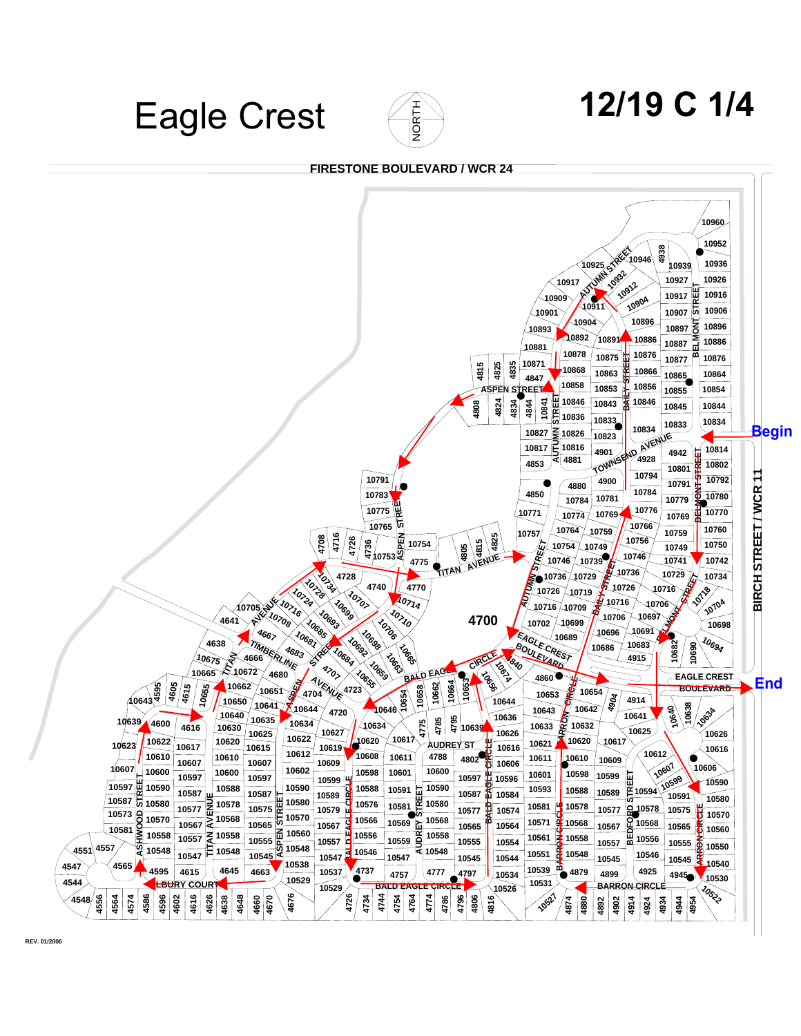# Eagle Crest

NORTH

**12/19 C 1/4**

FIRESTONE BOULEVARD / WCR 24

BIRCH STREET / WCR 11

Begin

End

4700

AUTUMN STREET
BELMONT STREET
DAILY STREET
ASPEN STREET
TOWNSEND AVENUE
TITAN AVENUE
TIMBERLINE AVENUE
ASPEN STREET
BALD EAGLE CIRCLE
EAGLE CREST BOULEVARD
AUDREY ST
BARRON CIRCLE
BEDFORD STREET
ASHWOOD STREET
TITAN AVENUE
AUDREY STREET
ELBURY COURT
EAGLE CREST BOULEVARD

REV. 01/2006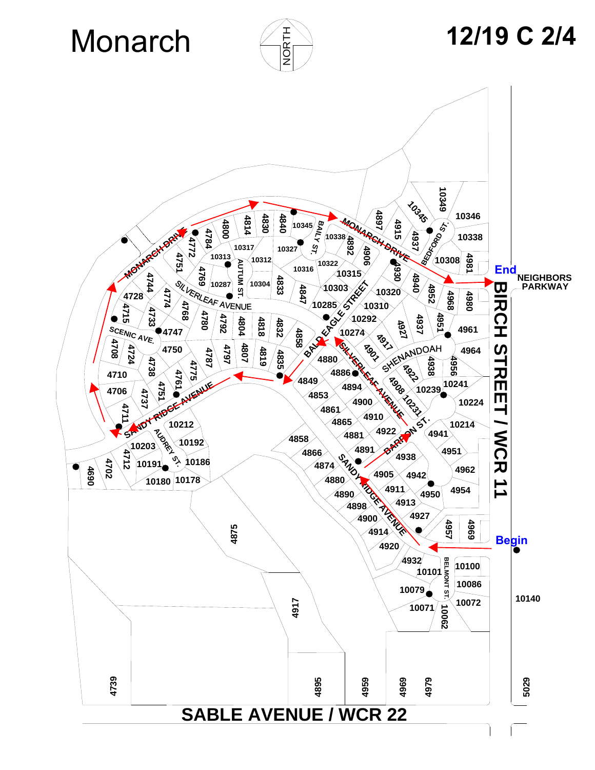# Monarch

NORTH

**12/19 C 2/4**

**End**

NEIGHBORS PARKWAY

**Begin**

BIRCH STREET / WCR 11

SABLE AVENUE / WCR 22

MONARCH DRIVE

SILVERLEAF AVENUE

SCENIC AVE.

SANDY RIDGE AVENUE

AUDREY ST.

AUTUM ST.

BAILY ST.

BALD EAGLE STREET

BEDFORD ST.

SHENANDOAH

BARRON ST.

BELMONT ST.

10349
10345
10346
10338
10308
4981
4980
4968
4952
4940
4930
4937
4915
4897
10338
4892
4906
10345
10327
10322
10316
10315
10303
4840
4830
4814
4800
4784
4772
10317
10313
10312
4751
4769
10287
10304
4833
4847
10285
10320
10310
10292
10274
4744
4728
4774
4768
4780
4792
4804
4818
4832
4858
4715
4733
4747
4708
4724
4750
4738
4787
4797
4807
4819
4835
4880
4886
4849
4853
4894
4900
4861
4865
4910
4922
4881
4891
4917
4901
4927
4937
4951
4961
4964
4938
4956
4922
4908
10231
10239
10241
10224
10214
4941
4951
4962
4938
4942
4950
4954
4905
4911
4913
4927
4957
4969
4710
4706
4711
4761
4775
4751
4737
10212
10192
10203
4712
10191
10186
10180
10178
4702
4690
4858
4866
4874
4880
4890
4898
4900
4914
4920
4932
10101
10100
10086
10079
10072
10071
10062
10140
4875
4917
4739
4895
4959
4969
4979
5029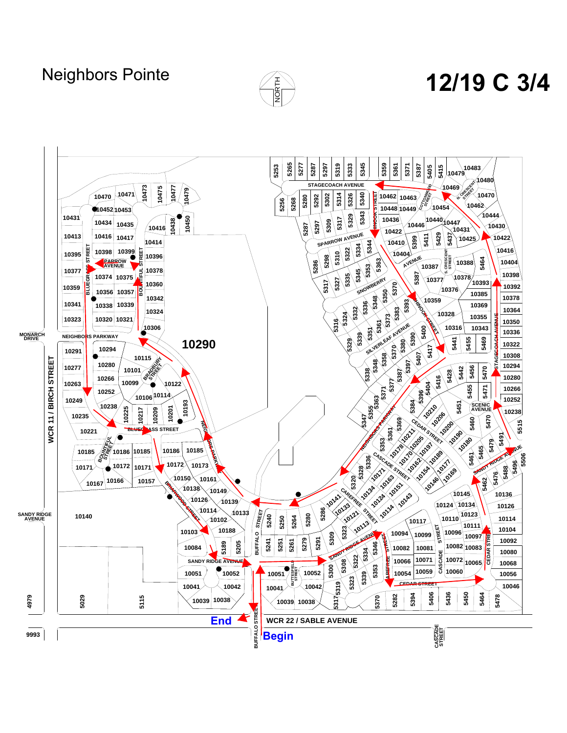# Neighbors Pointe

NORTH

# 12/19 C 3/4

STAGECOACH AVENUE

SPARROW AVENUE

SNOWBERRY AVENUE

SILVERLEAF AVENUE

CHINOOK STREET

COTTONWOOD STREET

N. CRESCENT STREET

S. CRESCENT STREET

STAGECOACH AVENUE

SCENIC AVENUE

SANDY RIDGE AVENUE

CEDAR STREET

CASCADE STREET

CAREFREE STREET

NEIGHBORS PARKWAY

BLUEGRASS STREET

BOUNTIFUL STREET

BRADBURY STREET

BRIARWOOD STREET

BUFFALO STREET

BUTTESFIELD STREET

MONARCH DRIVE

SANDY RIDGE AVENUE

WCR 11 / BIRCH STREET

WCR 22 / SABLE AVENUE

10290

End

Begin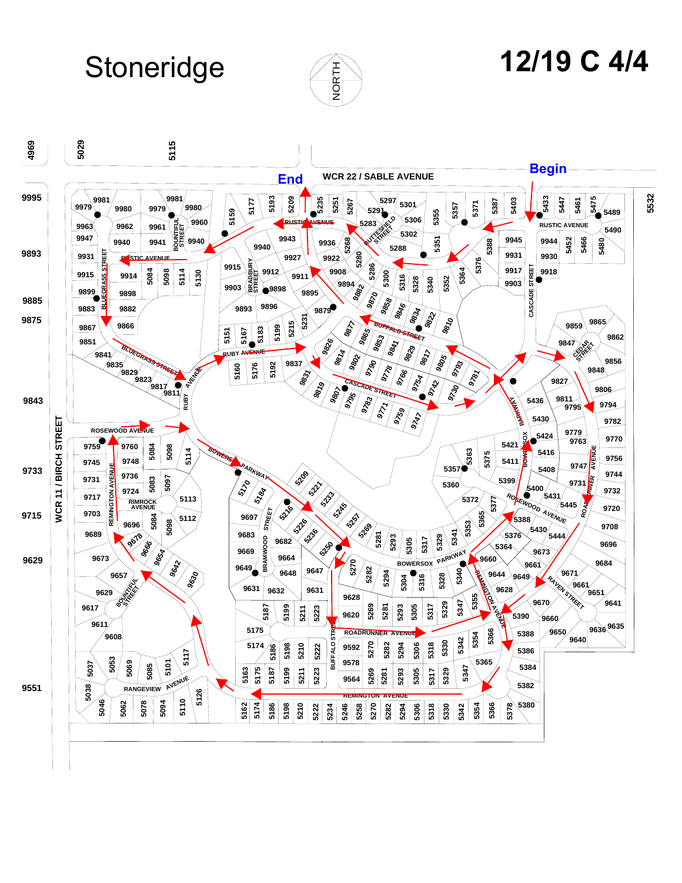# Stoneridge

NORTH

**12/19 C 4/4**

Begin

End

WCR 22 / SABLE AVENUE

WCR 11 / BIRCH STREET

RUSTIC AVENUE

BLUEGRASS STREET

BOUNTIFUL STREET

BRADBURY STREET

BUTTESFIELD STREET

CASCADE STREET

BUFFALO STREET

RUBY AVENUE

CEDAR STREET

ROSEWOOD AVENUE

BOWERSOX PARKWAY

REMINGTON AVENUE

RIMROCK AVENUE

BRAMWOOD STREET

RAVEN STREET

ROADRUNNER AVENUE

RANGEVIEW AVENUE

4969
5029
5115
5532
9995
9893
9885
9875
9843
9733
9715
9629
9551